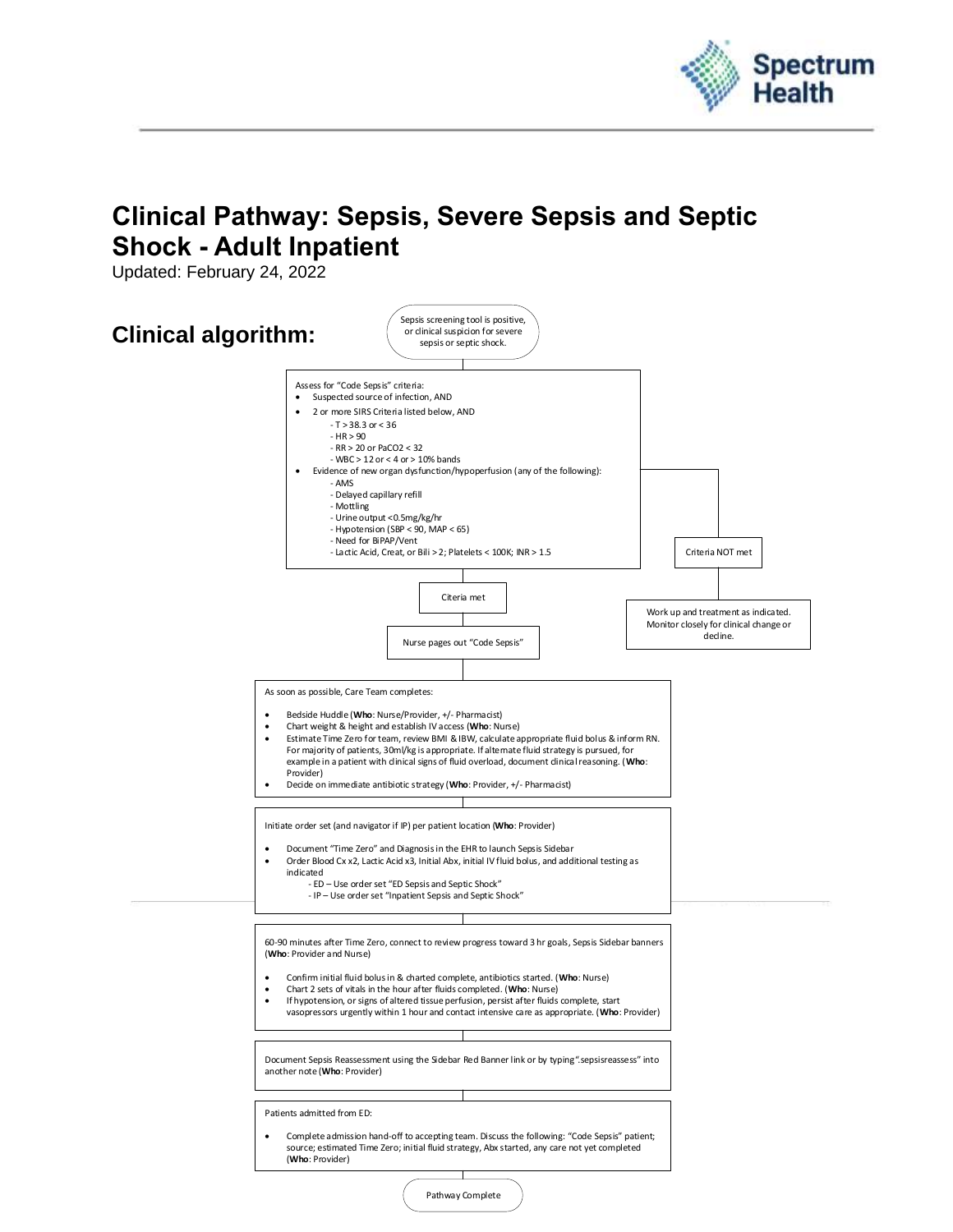# Clinical Pathway: Sepsis, Severe Sepsis and Septic Shock - Adult Inpatient

Updated: February 24, 2022

## Clinical algorithm:

Sepsis screening tool is positive, or clinical suspicion for severe sepsis or septic shock.

Assess for "Code Sepsis" criteria:

- Suspected source of infection, AND
- 2 or more SIRS Criteria listed below, AND
  - T > 38.3 or < 36
  - HR > 90
  - RR > 20 or PaCO2 < 32
  - WBC > 12 or < 4 or > 10% bands
- Evidence of new organ dysfunction/hypoperfusion (any of the following):
  - AMS
  - Delayed capillary refill
  - Mottling
  - Urine output <0.5mg/kg/hr
  - Hypotension (SBP < 90, MAP < 65)
  - Need for BiPAP/Vent
  - Lactic Acid, Creat, or Bili > 2; Platelets < 100K; INR > 1.5

Criteria NOT met

Work up and treatment as indicated. Monitor closely for clinical change or decline.

Citeria met

Nurse pages out "Code Sepsis"

As soon as possible, Care Team completes:

- Bedside Huddle (**Who**: Nurse/Provider, +/- Pharmacist)
- Chart weight & height and establish IV access (**Who**: Nurse)
- Estimate Time Zero for team, review BMI & IBW, calculate appropriate fluid bolus & inform RN. For majority of patients, 30ml/kg is appropriate. If alternate fluid strategy is pursued, for example in a patient with clinical signs of fluid overload, document clinical reasoning. (**Who**: Provider)
- Decide on immediate antibiotic strategy (**Who**: Provider, +/- Pharmacist)

Initiate order set (and navigator if IP) per patient location (**Who**: Provider)

- Document "Time Zero" and Diagnosis in the EHR to launch Sepsis Sidebar
- Order Blood Cx x2, Lactic Acid x3, Initial Abx, initial IV fluid bolus, and additional testing as indicated
  - ED – Use order set "ED Sepsis and Septic Shock"
  - IP – Use order set "Inpatient Sepsis and Septic Shock"

60-90 minutes after Time Zero, connect to review progress toward 3 hr goals, Sepsis Sidebar banners (**Who**: Provider and Nurse)

- Confirm initial fluid bolus in & charted complete, antibiotics started. (**Who**: Nurse)
- Chart 2 sets of vitals in the hour after fluids completed. (**Who**: Nurse)
- If hypotension, or signs of altered tissue perfusion, persist after fluids complete, start vasopressors urgently within 1 hour and contact intensive care as appropriate. (**Who**: Provider)

Document Sepsis Reassessment using the Sidebar Red Banner link or by typing ".sepsisreassess" into another note (**Who**: Provider)

Patients admitted from ED:

- Complete admission hand-off to accepting team. Discuss the following: "Code Sepsis" patient; source; estimated Time Zero; initial fluid strategy, Abx started, any care not yet completed (**Who**: Provider)

Pathway Complete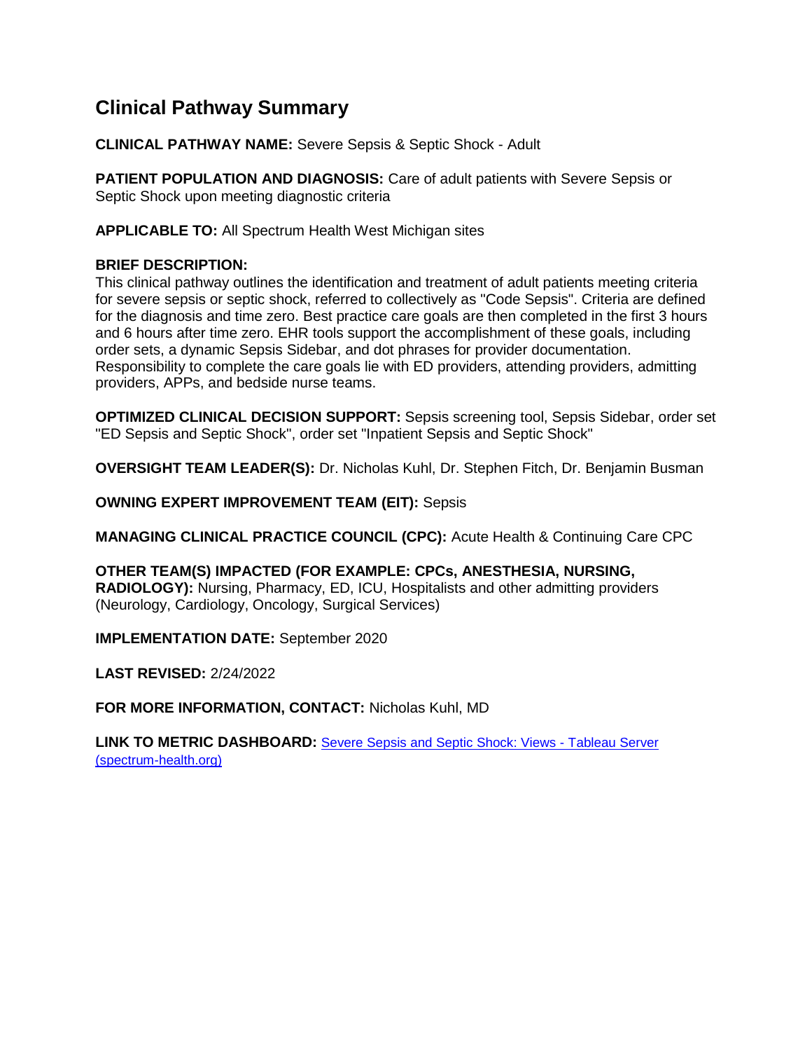# Clinical Pathway Summary

**CLINICAL PATHWAY NAME:** Severe Sepsis & Septic Shock - Adult

**PATIENT POPULATION AND DIAGNOSIS:** Care of adult patients with Severe Sepsis or Septic Shock upon meeting diagnostic criteria

**APPLICABLE TO:** All Spectrum Health West Michigan sites

**BRIEF DESCRIPTION:**
This clinical pathway outlines the identification and treatment of adult patients meeting criteria for severe sepsis or septic shock, referred to collectively as "Code Sepsis". Criteria are defined for the diagnosis and time zero. Best practice care goals are then completed in the first 3 hours and 6 hours after time zero. EHR tools support the accomplishment of these goals, including order sets, a dynamic Sepsis Sidebar, and dot phrases for provider documentation. Responsibility to complete the care goals lie with ED providers, attending providers, admitting providers, APPs, and bedside nurse teams.

**OPTIMIZED CLINICAL DECISION SUPPORT:** Sepsis screening tool, Sepsis Sidebar, order set "ED Sepsis and Septic Shock", order set "Inpatient Sepsis and Septic Shock"

**OVERSIGHT TEAM LEADER(S):** Dr. Nicholas Kuhl, Dr. Stephen Fitch, Dr. Benjamin Busman

**OWNING EXPERT IMPROVEMENT TEAM (EIT):** Sepsis

**MANAGING CLINICAL PRACTICE COUNCIL (CPC):** Acute Health & Continuing Care CPC

**OTHER TEAM(S) IMPACTED (FOR EXAMPLE: CPCs, ANESTHESIA, NURSING, RADIOLOGY):** Nursing, Pharmacy, ED, ICU, Hospitalists and other admitting providers (Neurology, Cardiology, Oncology, Surgical Services)

**IMPLEMENTATION DATE:** September 2020

**LAST REVISED:** 2/24/2022

**FOR MORE INFORMATION, CONTACT:** Nicholas Kuhl, MD

**LINK TO METRIC DASHBOARD:** Severe Sepsis and Septic Shock: Views - Tableau Server (spectrum-health.org)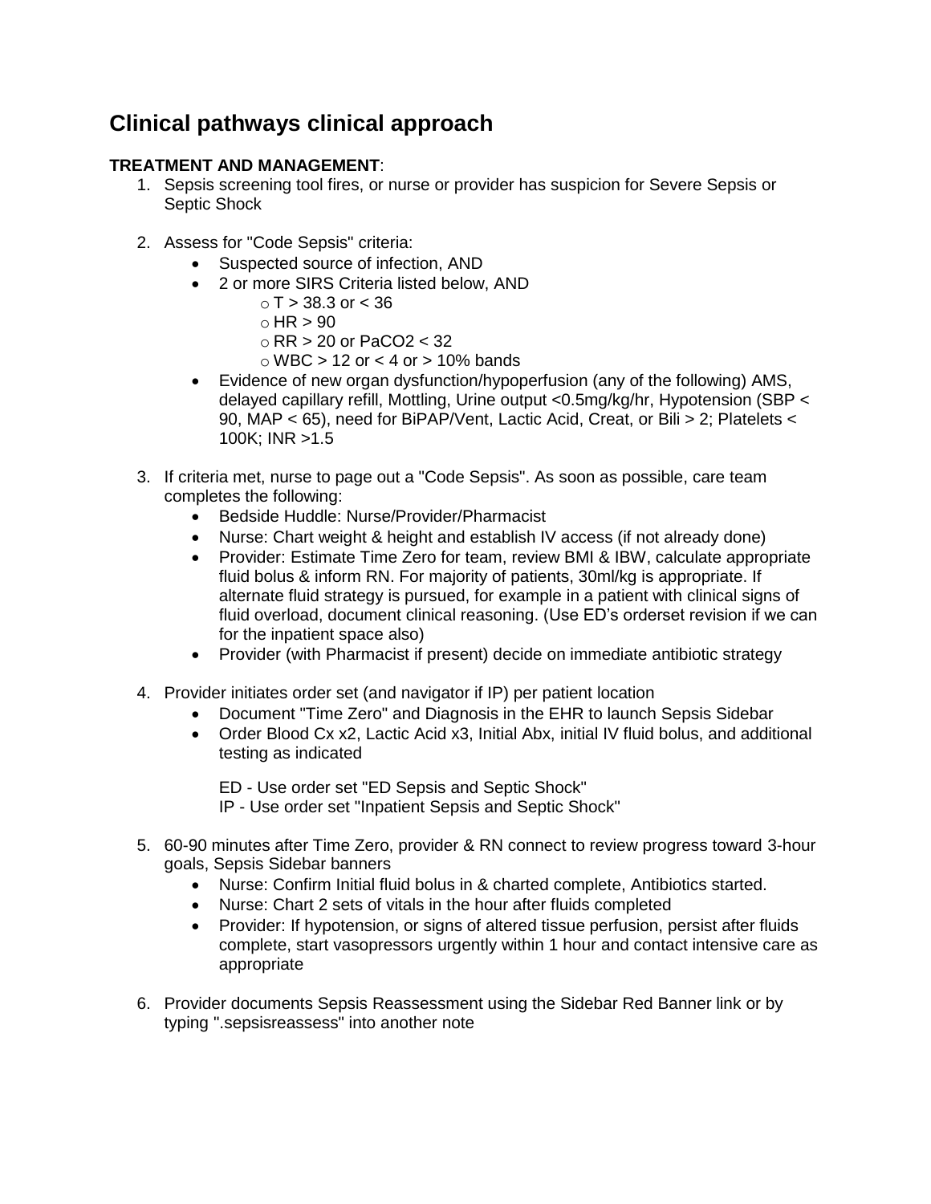# Clinical pathways clinical approach

**TREATMENT AND MANAGEMENT**:

1. Sepsis screening tool fires, or nurse or provider has suspicion for Severe Sepsis or Septic Shock

2. Assess for "Code Sepsis" criteria:
   - Suspected source of infection, AND
   - 2 or more SIRS Criteria listed below, AND
     - T > 38.3 or < 36
     - HR > 90
     - RR > 20 or PaCO2 < 32
     - WBC > 12 or < 4 or > 10% bands
   - Evidence of new organ dysfunction/hypoperfusion (any of the following) AMS, delayed capillary refill, Mottling, Urine output <0.5mg/kg/hr, Hypotension (SBP < 90, MAP < 65), need for BiPAP/Vent, Lactic Acid, Creat, or Bili > 2; Platelets < 100K; INR >1.5

3. If criteria met, nurse to page out a "Code Sepsis". As soon as possible, care team completes the following:
   - Bedside Huddle: Nurse/Provider/Pharmacist
   - Nurse: Chart weight & height and establish IV access (if not already done)
   - Provider: Estimate Time Zero for team, review BMI & IBW, calculate appropriate fluid bolus & inform RN. For majority of patients, 30ml/kg is appropriate. If alternate fluid strategy is pursued, for example in a patient with clinical signs of fluid overload, document clinical reasoning. (Use ED's orderset revision if we can for the inpatient space also)
   - Provider (with Pharmacist if present) decide on immediate antibiotic strategy

4. Provider initiates order set (and navigator if IP) per patient location
   - Document "Time Zero" and Diagnosis in the EHR to launch Sepsis Sidebar
   - Order Blood Cx x2, Lactic Acid x3, Initial Abx, initial IV fluid bolus, and additional testing as indicated

     ED - Use order set "ED Sepsis and Septic Shock"
     IP - Use order set "Inpatient Sepsis and Septic Shock"

5. 60-90 minutes after Time Zero, provider & RN connect to review progress toward 3-hour goals, Sepsis Sidebar banners
   - Nurse: Confirm Initial fluid bolus in & charted complete, Antibiotics started.
   - Nurse: Chart 2 sets of vitals in the hour after fluids completed
   - Provider: If hypotension, or signs of altered tissue perfusion, persist after fluids complete, start vasopressors urgently within 1 hour and contact intensive care as appropriate

6. Provider documents Sepsis Reassessment using the Sidebar Red Banner link or by typing ".sepsisreassess" into another note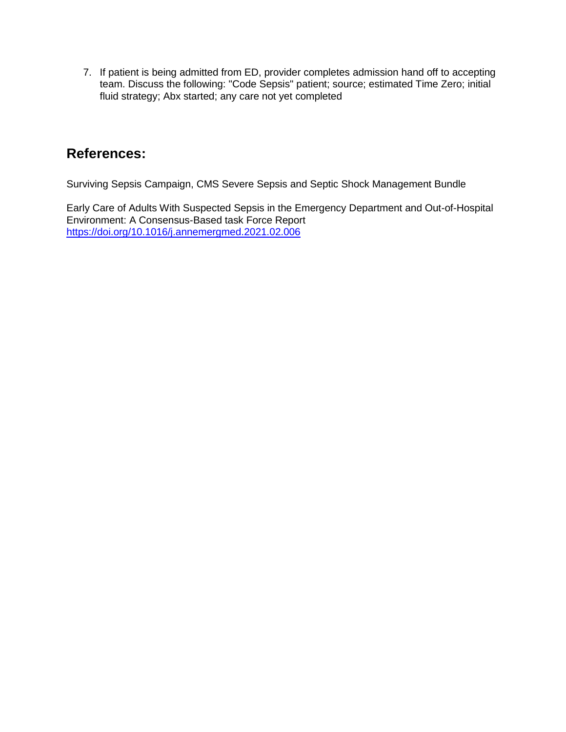7. If patient is being admitted from ED, provider completes admission hand off to accepting team. Discuss the following: "Code Sepsis" patient; source; estimated Time Zero; initial fluid strategy; Abx started; any care not yet completed

## References:

Surviving Sepsis Campaign, CMS Severe Sepsis and Septic Shock Management Bundle

Early Care of Adults With Suspected Sepsis in the Emergency Department and Out-of-Hospital Environment: A Consensus-Based task Force Report
https://doi.org/10.1016/j.annemergmed.2021.02.006